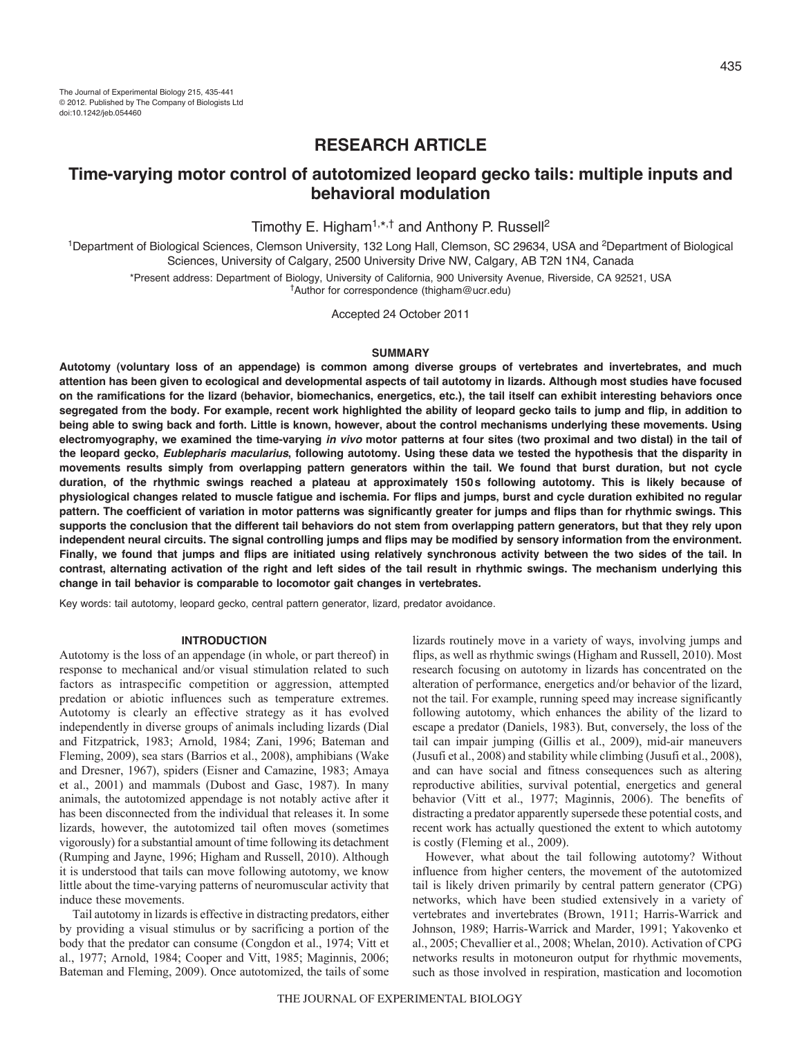The Journal of Experimental Biology 215, 435-441
© 2012. Published by The Company of Biologists Ltd
doi:10.1242/jeb.054460

RESEARCH ARTICLE

# Time-varying motor control of autotomized leopard gecko tails: multiple inputs and behavioral modulation

Timothy E. Higham[1,*,†] and Anthony P. Russell[2]

[1]Department of Biological Sciences, Clemson University, 132 Long Hall, Clemson, SC 29634, USA and [2]Department of Biological Sciences, University of Calgary, 2500 University Drive NW, Calgary, AB T2N 1N4, Canada

*Present address: Department of Biology, University of California, 900 University Avenue, Riverside, CA 92521, USA
†Author for correspondence (thigham@ucr.edu)

Accepted 24 October 2011

## SUMMARY

**Autotomy (voluntary loss of an appendage) is common among diverse groups of vertebrates and invertebrates, and much attention has been given to ecological and developmental aspects of tail autotomy in lizards. Although most studies have focused on the ramifications for the lizard (behavior, biomechanics, energetics, etc.), the tail itself can exhibit interesting behaviors once segregated from the body. For example, recent work highlighted the ability of leopard gecko tails to jump and flip, in addition to being able to swing back and forth. Little is known, however, about the control mechanisms underlying these movements. Using electromyography, we examined the time-varying *in vivo* motor patterns at four sites (two proximal and two distal) in the tail of the leopard gecko, *Eublepharis macularius*, following autotomy. Using these data we tested the hypothesis that the disparity in movements results simply from overlapping pattern generators within the tail. We found that burst duration, but not cycle duration, of the rhythmic swings reached a plateau at approximately 150 s following autotomy. This is likely because of physiological changes related to muscle fatigue and ischemia. For flips and jumps, burst and cycle duration exhibited no regular pattern. The coefficient of variation in motor patterns was significantly greater for jumps and flips than for rhythmic swings. This supports the conclusion that the different tail behaviors do not stem from overlapping pattern generators, but that they rely upon independent neural circuits. The signal controlling jumps and flips may be modified by sensory information from the environment. Finally, we found that jumps and flips are initiated using relatively synchronous activity between the two sides of the tail. In contrast, alternating activation of the right and left sides of the tail result in rhythmic swings. The mechanism underlying this change in tail behavior is comparable to locomotor gait changes in vertebrates.**

Key words: tail autotomy, leopard gecko, central pattern generator, lizard, predator avoidance.

## INTRODUCTION

Autotomy is the loss of an appendage (in whole, or part thereof) in response to mechanical and/or visual stimulation related to such factors as intraspecific competition or aggression, attempted predation or abiotic influences such as temperature extremes. Autotomy is clearly an effective strategy as it has evolved independently in diverse groups of animals including lizards (Dial and Fitzpatrick, 1983; Arnold, 1984; Zani, 1996; Bateman and Fleming, 2009), sea stars (Barrios et al., 2008), amphibians (Wake and Dresner, 1967), spiders (Eisner and Camazine, 1983; Amaya et al., 2001) and mammals (Dubost and Gasc, 1987). In many animals, the autotomized appendage is not notably active after it has been disconnected from the individual that releases it. In some lizards, however, the autotomized tail often moves (sometimes vigorously) for a substantial amount of time following its detachment (Rumping and Jayne, 1996; Higham and Russell, 2010). Although it is understood that tails can move following autotomy, we know little about the time-varying patterns of neuromuscular activity that induce these movements.

Tail autotomy in lizards is effective in distracting predators, either by providing a visual stimulus or by sacrificing a portion of the body that the predator can consume (Congdon et al., 1974; Vitt et al., 1977; Arnold, 1984; Cooper and Vitt, 1985; Maginnis, 2006; Bateman and Fleming, 2009). Once autotomized, the tails of some lizards routinely move in a variety of ways, involving jumps and flips, as well as rhythmic swings (Higham and Russell, 2010). Most research focusing on autotomy in lizards has concentrated on the alteration of performance, energetics and/or behavior of the lizard, not the tail. For example, running speed may increase significantly following autotomy, which enhances the ability of the lizard to escape a predator (Daniels, 1983). But, conversely, the loss of the tail can impair jumping (Gillis et al., 2009), mid-air maneuvers (Jusufi et al., 2008) and stability while climbing (Jusufi et al., 2008), and can have social and fitness consequences such as altering reproductive abilities, survival potential, energetics and general behavior (Vitt et al., 1977; Maginnis, 2006). The benefits of distracting a predator apparently supersede these potential costs, and recent work has actually questioned the extent to which autotomy is costly (Fleming et al., 2009).

However, what about the tail following autotomy? Without influence from higher centers, the movement of the autotomized tail is likely driven primarily by central pattern generator (CPG) networks, which have been studied extensively in a variety of vertebrates and invertebrates (Brown, 1911; Harris-Warrick and Johnson, 1989; Harris-Warrick and Marder, 1991; Yakovenko et al., 2005; Chevallier et al., 2008; Whelan, 2010). Activation of CPG networks results in motoneuron output for rhythmic movements, such as those involved in respiration, mastication and locomotion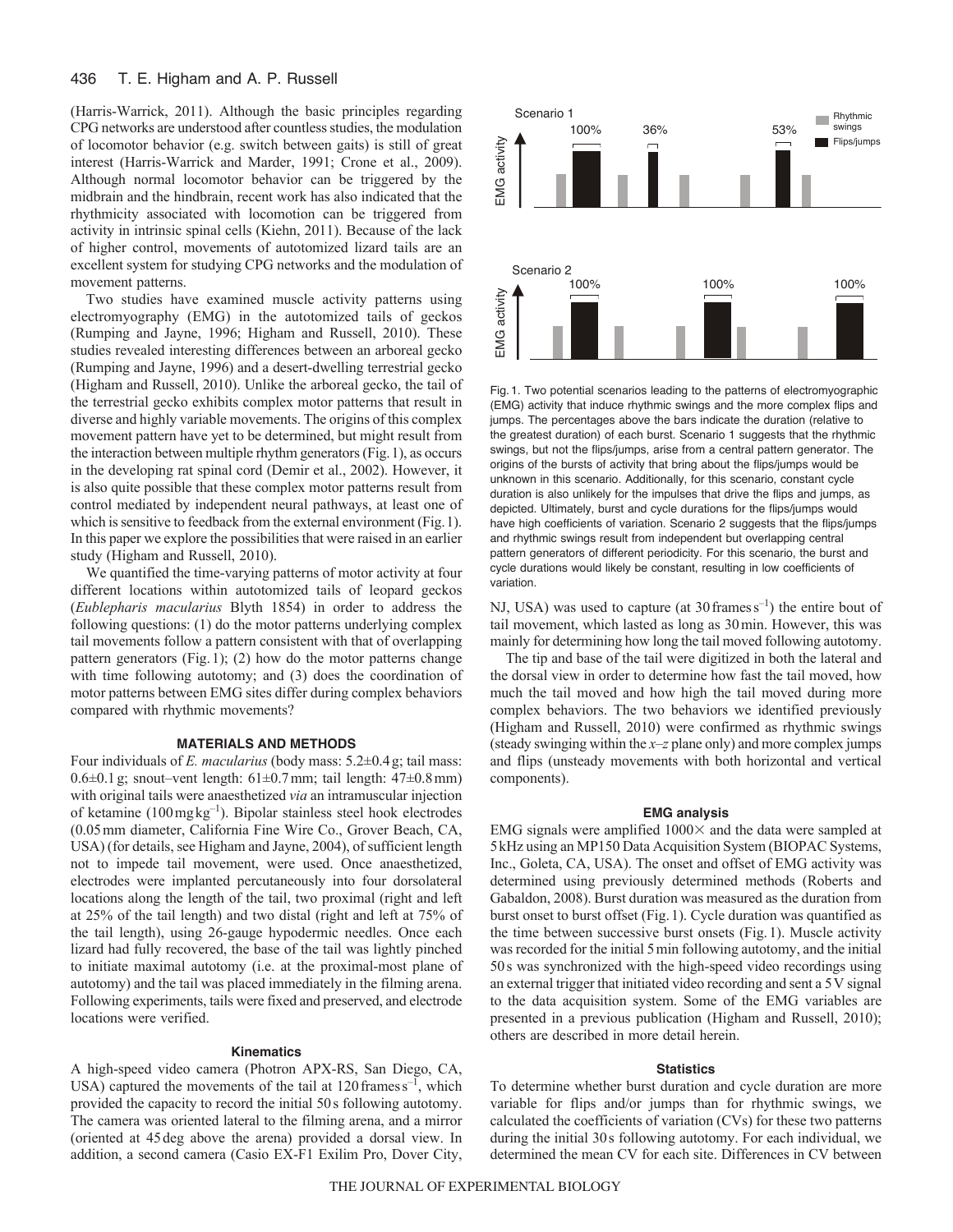(Harris-Warrick, 2011). Although the basic principles regarding CPG networks are understood after countless studies, the modulation of locomotor behavior (e.g. switch between gaits) is still of great interest (Harris-Warrick and Marder, 1991; Crone et al., 2009). Although normal locomotor behavior can be triggered by the midbrain and the hindbrain, recent work has also indicated that the rhythmicity associated with locomotion can be triggered from activity in intrinsic spinal cells (Kiehn, 2011). Because of the lack of higher control, movements of autotomized lizard tails are an excellent system for studying CPG networks and the modulation of movement patterns.

Two studies have examined muscle activity patterns using electromyography (EMG) in the autotomized tails of geckos (Rumping and Jayne, 1996; Higham and Russell, 2010). These studies revealed interesting differences between an arboreal gecko (Rumping and Jayne, 1996) and a desert-dwelling terrestrial gecko (Higham and Russell, 2010). Unlike the arboreal gecko, the tail of the terrestrial gecko exhibits complex motor patterns that result in diverse and highly variable movements. The origins of this complex movement pattern have yet to be determined, but might result from the interaction between multiple rhythm generators (Fig. 1), as occurs in the developing rat spinal cord (Demir et al., 2002). However, it is also quite possible that these complex motor patterns result from control mediated by independent neural pathways, at least one of which is sensitive to feedback from the external environment (Fig. 1). In this paper we explore the possibilities that were raised in an earlier study (Higham and Russell, 2010).

We quantified the time-varying patterns of motor activity at four different locations within autotomized tails of leopard geckos (*Eublepharis macularius* Blyth 1854) in order to address the following questions: (1) do the motor patterns underlying complex tail movements follow a pattern consistent with that of overlapping pattern generators (Fig. 1); (2) how do the motor patterns change with time following autotomy; and (3) does the coordination of motor patterns between EMG sites differ during complex behaviors compared with rhythmic movements?

Fig. 1. Two potential scenarios leading to the patterns of electromyographic (EMG) activity that induce rhythmic swings and the more complex flips and jumps. The percentages above the bars indicate the duration (relative to the greatest duration) of each burst. Scenario 1 suggests that the rhythmic swings, but not the flips/jumps, arise from a central pattern generator. The origins of the bursts of activity that bring about the flips/jumps would be unknown in this scenario. Additionally, for this scenario, constant cycle duration is also unlikely for the impulses that drive the flips and jumps, as depicted. Ultimately, burst and cycle durations for the flips/jumps would have high coefficients of variation. Scenario 2 suggests that the flips/jumps and rhythmic swings result from independent but overlapping central pattern generators of different periodicity. For this scenario, the burst and cycle durations would likely be constant, resulting in low coefficients of variation.

## MATERIALS AND METHODS

Four individuals of *E. macularius* (body mass: 5.2±0.4 g; tail mass: 0.6±0.1 g; snout–vent length: 61±0.7 mm; tail length: 47±0.8 mm) with original tails were anaesthetized *via* an intramuscular injection of ketamine (100 mg kg$^{-1}$). Bipolar stainless steel hook electrodes (0.05 mm diameter, California Fine Wire Co., Grover Beach, CA, USA) (for details, see Higham and Jayne, 2004), of sufficient length not to impede tail movement, were used. Once anaesthetized, electrodes were implanted percutaneously into four dorsolateral locations along the length of the tail, two proximal (right and left at 25% of the tail length) and two distal (right and left at 75% of the tail length), using 26-gauge hypodermic needles. Once each lizard had fully recovered, the base of the tail was lightly pinched to initiate maximal autotomy (i.e. at the proximal-most plane of autotomy) and the tail was placed immediately in the filming arena. Following experiments, tails were fixed and preserved, and electrode locations were verified.

### Kinematics

A high-speed video camera (Photron APX-RS, San Diego, CA, USA) captured the movements of the tail at 120 frames s$^{-1}$, which provided the capacity to record the initial 50 s following autotomy. The camera was oriented lateral to the filming arena, and a mirror (oriented at 45 deg above the arena) provided a dorsal view. In addition, a second camera (Casio EX-F1 Exilim Pro, Dover City, NJ, USA) was used to capture (at 30 frames s$^{-1}$) the entire bout of tail movement, which lasted as long as 30 min. However, this was mainly for determining how long the tail moved following autotomy.

The tip and base of the tail were digitized in both the lateral and the dorsal view in order to determine how fast the tail moved, how much the tail moved and how high the tail moved during more complex behaviors. The two behaviors we identified previously (Higham and Russell, 2010) were confirmed as rhythmic swings (steady swinging within the $x$–$z$ plane only) and more complex jumps and flips (unsteady movements with both horizontal and vertical components).

### EMG analysis

EMG signals were amplified 1000× and the data were sampled at 5 kHz using an MP150 Data Acquisition System (BIOPAC Systems, Inc., Goleta, CA, USA). The onset and offset of EMG activity was determined using previously determined methods (Roberts and Gabaldon, 2008). Burst duration was measured as the duration from burst onset to burst offset (Fig. 1). Cycle duration was quantified as the time between successive burst onsets (Fig. 1). Muscle activity was recorded for the initial 5 min following autotomy, and the initial 50 s was synchronized with the high-speed video recordings using an external trigger that initiated video recording and sent a 5 V signal to the data acquisition system. Some of the EMG variables are presented in a previous publication (Higham and Russell, 2010); others are described in more detail herein.

### Statistics

To determine whether burst duration and cycle duration are more variable for flips and/or jumps than for rhythmic swings, we calculated the coefficients of variation (CVs) for these two patterns during the initial 30 s following autotomy. For each individual, we determined the mean CV for each site. Differences in CV between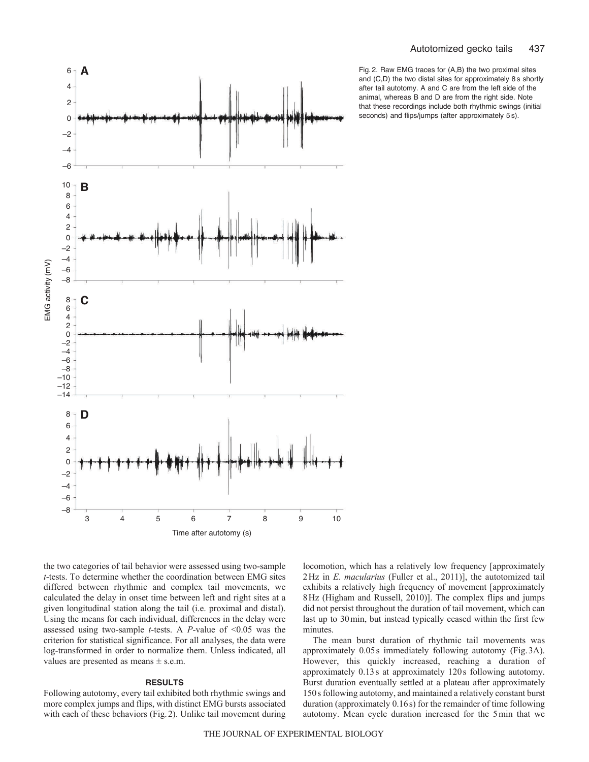Fig. 2. Raw EMG traces for (A,B) the two proximal sites and (C,D) the two distal sites for approximately 8 s shortly after tail autotomy. A and C are from the left side of the animal, whereas B and D are from the right side. Note that these recordings include both rhythmic swings (initial seconds) and flips/jumps (after approximately 5 s).

the two categories of tail behavior were assessed using two-sample *t*-tests. To determine whether the coordination between EMG sites differed between rhythmic and complex tail movements, we calculated the delay in onset time between left and right sites at a given longitudinal station along the tail (i.e. proximal and distal). Using the means for each individual, differences in the delay were assessed using two-sample *t*-tests. A *P*-value of <0.05 was the criterion for statistical significance. For all analyses, the data were log-transformed in order to normalize them. Unless indicated, all values are presented as means ± s.e.m.

## RESULTS

Following autotomy, every tail exhibited both rhythmic swings and more complex jumps and flips, with distinct EMG bursts associated with each of these behaviors (Fig. 2). Unlike tail movement during locomotion, which has a relatively low frequency [approximately 2 Hz in *E. macularius* (Fuller et al., 2011)], the autotomized tail exhibits a relatively high frequency of movement [approximately 8 Hz (Higham and Russell, 2010)]. The complex flips and jumps did not persist throughout the duration of tail movement, which can last up to 30 min, but instead typically ceased within the first few minutes.

The mean burst duration of rhythmic tail movements was approximately 0.05 s immediately following autotomy (Fig. 3A). However, this quickly increased, reaching a duration of approximately 0.13 s at approximately 120 s following autotomy. Burst duration eventually settled at a plateau after approximately 150 s following autotomy, and maintained a relatively constant burst duration (approximately 0.16 s) for the remainder of time following autotomy. Mean cycle duration increased for the 5 min that we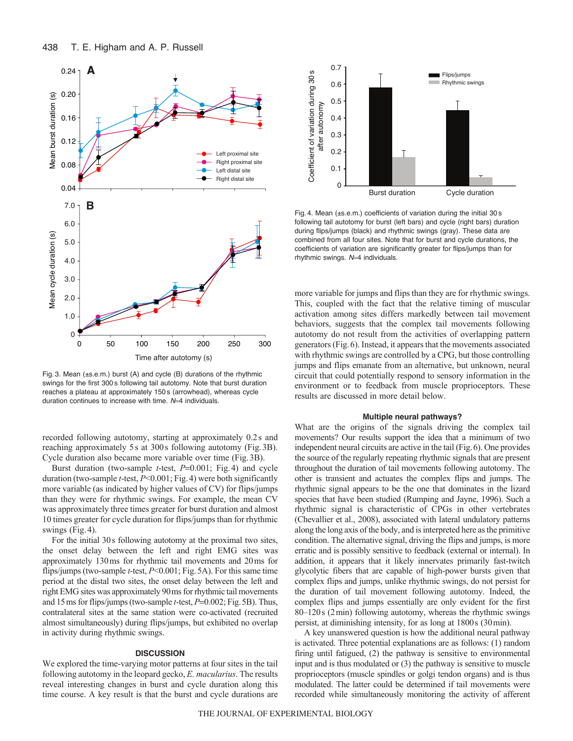Fig. 3. Mean (±s.e.m.) burst (A) and cycle (B) durations of the rhythmic swings for the first 300 s following tail autotomy. Note that burst duration reaches a plateau at approximately 150 s (arrowhead), whereas cycle duration continues to increase with time. $N$=4 individuals.

Fig. 4. Mean (±s.e.m.) coefficients of variation during the initial 30 s following tail autotomy for burst (left bars) and cycle (right bars) duration during flips/jumps (black) and rhythmic swings (gray). These data are combined from all four sites. Note that for burst and cycle durations, the coefficients of variation are significantly greater for flips/jumps than for rhythmic swings. $N$=4 individuals.

recorded following autotomy, starting at approximately 0.2 s and reaching approximately 5 s at 300 s following autotomy (Fig. 3B). Cycle duration also became more variable over time (Fig. 3B).

Burst duration (two-sample $t$-test, $P$=0.001; Fig. 4) and cycle duration (two-sample $t$-test, $P$<0.001; Fig. 4) were both significantly more variable (as indicated by higher values of CV) for flips/jumps than they were for rhythmic swings. For example, the mean CV was approximately three times greater for burst duration and almost 10 times greater for cycle duration for flips/jumps than for rhythmic swings (Fig. 4).

For the initial 30 s following autotomy at the proximal two sites, the onset delay between the left and right EMG sites was approximately 130 ms for rhythmic tail movements and 20 ms for flips/jumps (two-sample $t$-test, $P$<0.001; Fig. 5A). For this same time period at the distal two sites, the onset delay between the left and right EMG sites was approximately 90 ms for rhythmic tail movements and 15 ms for flips/jumps (two-sample $t$-test, $P$=0.002; Fig. 5B). Thus, contralateral sites at the same station were co-activated (recruited almost simultaneously) during flips/jumps, but exhibited no overlap in activity during rhythmic swings.

## DISCUSSION

We explored the time-varying motor patterns at four sites in the tail following autotomy in the leopard gecko, *E. macularius*. The results reveal interesting changes in burst and cycle duration along this time course. A key result is that the burst and cycle durations are more variable for jumps and flips than they are for rhythmic swings. This, coupled with the fact that the relative timing of muscular activation among sites differs markedly between tail movement behaviors, suggests that the complex tail movements following autotomy do not result from the activities of overlapping pattern generators (Fig. 6). Instead, it appears that the movements associated with rhythmic swings are controlled by a CPG, but those controlling jumps and flips emanate from an alternative, but unknown, neural circuit that could potentially respond to sensory information in the environment or to feedback from muscle proprioceptors. These results are discussed in more detail below.

### Multiple neural pathways?

What are the origins of the signals driving the complex tail movements? Our results support the idea that a minimum of two independent neural circuits are active in the tail (Fig. 6). One provides the source of the regularly repeating rhythmic signals that are present throughout the duration of tail movements following autotomy. The other is transient and actuates the complex flips and jumps. The rhythmic signal appears to be the one that dominates in the lizard species that have been studied (Rumping and Jayne, 1996). Such a rhythmic signal is characteristic of CPGs in other vertebrates (Chevallier et al., 2008), associated with lateral undulatory patterns along the long axis of the body, and is interpreted here as the primitive condition. The alternative signal, driving the flips and jumps, is more erratic and is possibly sensitive to feedback (external or internal). In addition, it appears that it likely innervates primarily fast-twitch glycolytic fibers that are capable of high-power bursts given that complex flips and jumps, unlike rhythmic swings, do not persist for the duration of tail movement following autotomy. Indeed, the complex flips and jumps essentially are only evident for the first 80–120 s (2 min) following autotomy, whereas the rhythmic swings persist, at diminishing intensity, for as long at 1800 s (30 min).

A key unanswered question is how the additional neural pathway is activated. Three potential explanations are as follows: (1) random firing until fatigued, (2) the pathway is sensitive to environmental input and is thus modulated or (3) the pathway is sensitive to muscle proprioceptors (muscle spindles or golgi tendon organs) and is thus modulated. The latter could be determined if tail movements were recorded while simultaneously monitoring the activity of afferent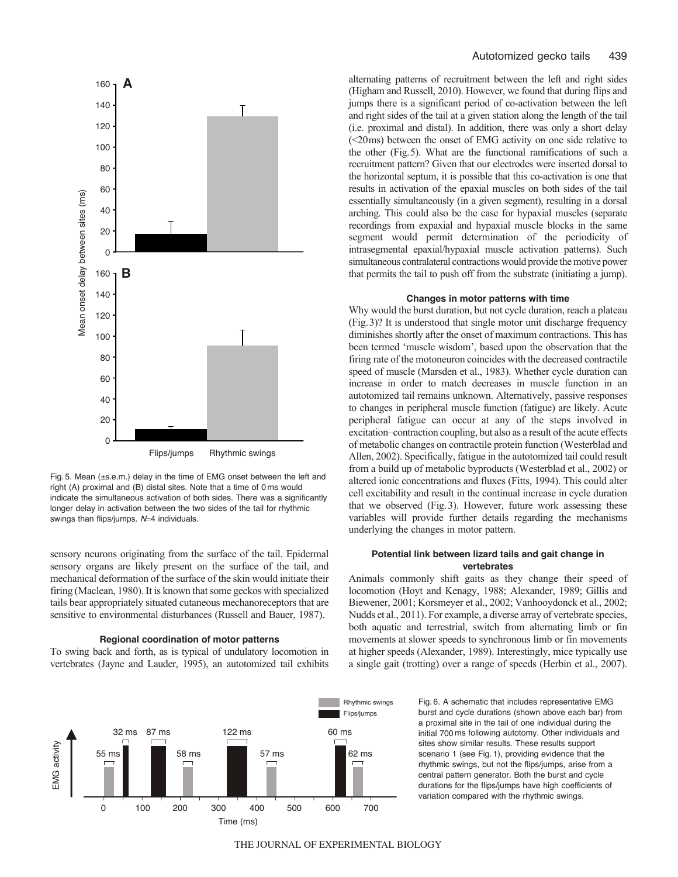Fig. 5. Mean (±s.e.m.) delay in the time of EMG onset between the left and right (A) proximal and (B) distal sites. Note that a time of 0 ms would indicate the simultaneous activation of both sides. There was a significantly longer delay in activation between the two sides of the tail for rhythmic swings than flips/jumps. *N*=4 individuals.

sensory neurons originating from the surface of the tail. Epidermal sensory organs are likely present on the surface of the tail, and mechanical deformation of the surface of the skin would initiate their firing (Maclean, 1980). It is known that some geckos with specialized tails bear appropriately situated cutaneous mechanoreceptors that are sensitive to environmental disturbances (Russell and Bauer, 1987).

### Regional coordination of motor patterns

To swing back and forth, as is typical of undulatory locomotion in vertebrates (Jayne and Lauder, 1995), an autotomized tail exhibits alternating patterns of recruitment between the left and right sides (Higham and Russell, 2010). However, we found that during flips and jumps there is a significant period of co-activation between the left and right sides of the tail at a given station along the length of the tail (i.e. proximal and distal). In addition, there was only a short delay (<20ms) between the onset of EMG activity on one side relative to the other (Fig. 5). What are the functional ramifications of such a recruitment pattern? Given that our electrodes were inserted dorsal to the horizontal septum, it is possible that this co-activation is one that results in activation of the epaxial muscles on both sides of the tail essentially simultaneously (in a given segment), resulting in a dorsal arching. This could also be the case for hypaxial muscles (separate recordings from expaxial and hypaxial muscle blocks in the same segment would permit determination of the periodicity of intrasegmental epaxial/hypaxial muscle activation patterns). Such simultaneous contralateral contractions would provide the motive power that permits the tail to push off from the substrate (initiating a jump).

### Changes in motor patterns with time

Why would the burst duration, but not cycle duration, reach a plateau (Fig. 3)? It is understood that single motor unit discharge frequency diminishes shortly after the onset of maximum contractions. This has been termed 'muscle wisdom', based upon the observation that the firing rate of the motoneuron coincides with the decreased contractile speed of muscle (Marsden et al., 1983). Whether cycle duration can increase in order to match decreases in muscle function in an autotomized tail remains unknown. Alternatively, passive responses to changes in peripheral muscle function (fatigue) are likely. Acute peripheral fatigue can occur at any of the steps involved in excitation–contraction coupling, but also as a result of the acute effects of metabolic changes on contractile protein function (Westerblad and Allen, 2002). Specifically, fatigue in the autotomized tail could result from a build up of metabolic byproducts (Westerblad et al., 2002) or altered ionic concentrations and fluxes (Fitts, 1994). This could alter cell excitability and result in the continual increase in cycle duration that we observed (Fig. 3). However, future work assessing these variables will provide further details regarding the mechanisms underlying the changes in motor pattern.

### Potential link between lizard tails and gait change in vertebrates

Animals commonly shift gaits as they change their speed of locomotion (Hoyt and Kenagy, 1988; Alexander, 1989; Gillis and Biewener, 2001; Korsmeyer et al., 2002; Vanhooydonck et al., 2002; Nudds et al., 2011). For example, a diverse array of vertebrate species, both aquatic and terrestrial, switch from alternating limb or fin movements at slower speeds to synchronous limb or fin movements at higher speeds (Alexander, 1989). Interestingly, mice typically use a single gait (trotting) over a range of speeds (Herbin et al., 2007).

Fig. 6. A schematic that includes representative EMG burst and cycle durations (shown above each bar) from a proximal site in the tail of one individual during the initial 700 ms following autotomy. Other individuals and sites show similar results. These results support scenario 1 (see Fig. 1), providing evidence that the rhythmic swings, but not the flips/jumps, arise from a central pattern generator. Both the burst and cycle durations for the flips/jumps have high coefficients of variation compared with the rhythmic swings.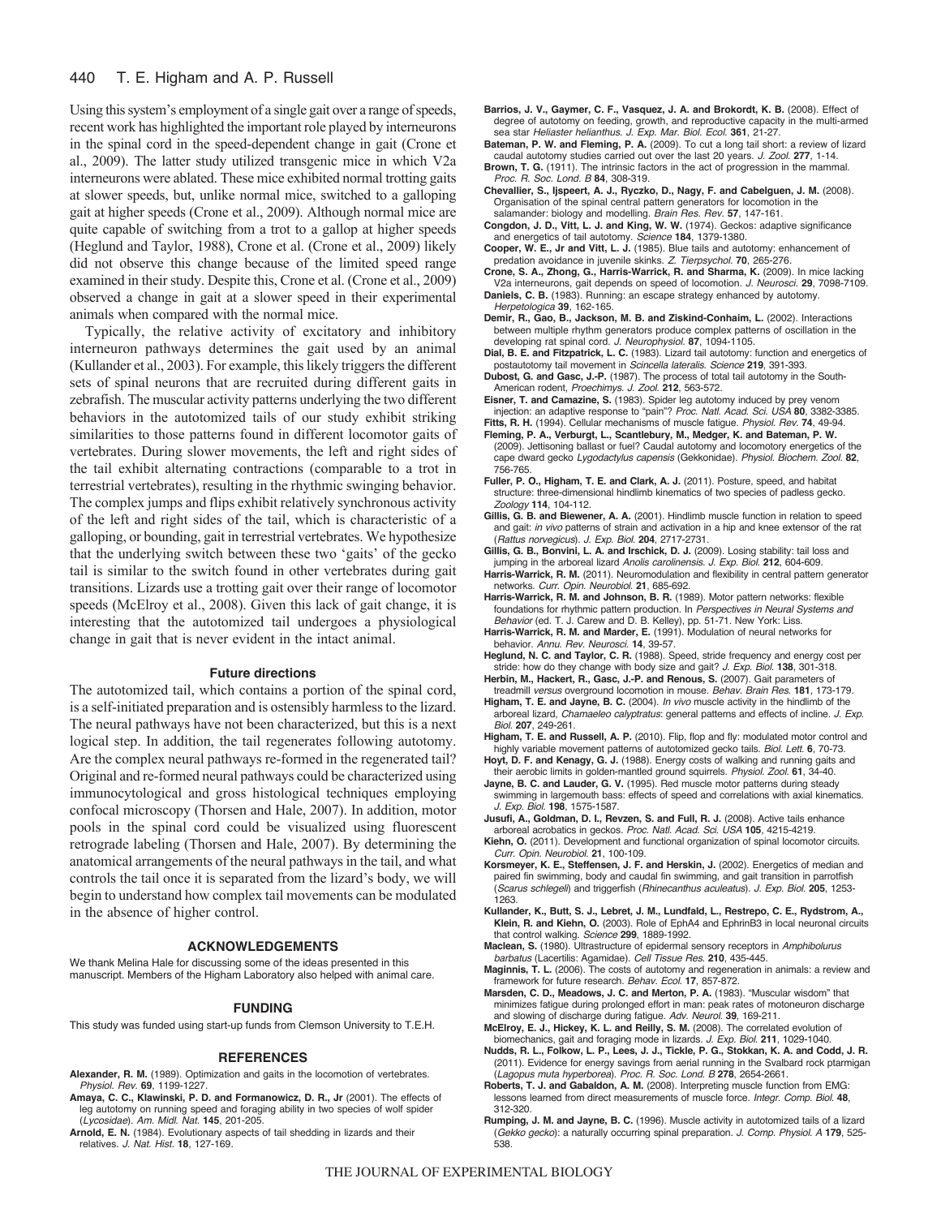Using this system's employment of a single gait over a range of speeds, recent work has highlighted the important role played by interneurons in the spinal cord in the speed-dependent change in gait (Crone et al., 2009). The latter study utilized transgenic mice in which V2a interneurons were ablated. These mice exhibited normal trotting gaits at slower speeds, but, unlike normal mice, switched to a galloping gait at higher speeds (Crone et al., 2009). Although normal mice are quite capable of switching from a trot to a gallop at higher speeds (Heglund and Taylor, 1988), Crone et al. (Crone et al., 2009) likely did not observe this change because of the limited speed range examined in their study. Despite this, Crone et al. (Crone et al., 2009) observed a change in gait at a slower speed in their experimental animals when compared with the normal mice.

Typically, the relative activity of excitatory and inhibitory interneuron pathways determines the gait used by an animal (Kullander et al., 2003). For example, this likely triggers the different sets of spinal neurons that are recruited during different gaits in zebrafish. The muscular activity patterns underlying the two different behaviors in the autotomized tails of our study exhibit striking similarities to those patterns found in different locomotor gaits of vertebrates. During slower movements, the left and right sides of the tail exhibit alternating contractions (comparable to a trot in terrestrial vertebrates), resulting in the rhythmic swinging behavior. The complex jumps and flips exhibit relatively synchronous activity of the left and right sides of the tail, which is characteristic of a galloping, or bounding, gait in terrestrial vertebrates. We hypothesize that the underlying switch between these two 'gaits' of the gecko tail is similar to the switch found in other vertebrates during gait transitions. Lizards use a trotting gait over their range of locomotor speeds (McElroy et al., 2008). Given this lack of gait change, it is interesting that the autotomized tail undergoes a physiological change in gait that is never evident in the intact animal.

## Future directions

The autotomized tail, which contains a portion of the spinal cord, is a self-initiated preparation and is ostensibly harmless to the lizard. The neural pathways have not been characterized, but this is a next logical step. In addition, the tail regenerates following autotomy. Are the complex neural pathways re-formed in the regenerated tail? Original and re-formed neural pathways could be characterized using immunocytological and gross histological techniques employing confocal microscopy (Thorsen and Hale, 2007). In addition, motor pools in the spinal cord could be visualized using fluorescent retrograde labeling (Thorsen and Hale, 2007). By determining the anatomical arrangements of the neural pathways in the tail, and what controls the tail once it is separated from the lizard's body, we will begin to understand how complex tail movements can be modulated in the absence of higher control.

## ACKNOWLEDGEMENTS

We thank Melina Hale for discussing some of the ideas presented in this manuscript. Members of the Higham Laboratory also helped with animal care.

## FUNDING

This study was funded using start-up funds from Clemson University to T.E.H.

## REFERENCES

**Alexander, R. M.** (1989). Optimization and gaits in the locomotion of vertebrates. *Physiol. Rev.* **69**, 1199-1227.

**Amaya, C. C., Klawinski, P. D. and Formanowicz, D. R., Jr** (2001). The effects of leg autotomy on running speed and foraging ability in two species of wolf spider (*Lycosidae*). *Am. Midl. Nat.* **145**, 201-205.

**Arnold, E. N.** (1984). Evolutionary aspects of tail shedding in lizards and their relatives. *J. Nat. Hist.* **18**, 127-169.

**Barrios, J. V., Gaymer, C. F., Vasquez, J. A. and Brokordt, K. B.** (2008). Effect of degree of autotomy on feeding, growth, and reproductive capacity in the multi-armed sea star *Heliaster helianthus*. *J. Exp. Mar. Biol. Ecol.* **361**, 21-27.

**Bateman, P. W. and Fleming, P. A.** (2009). To cut a long tail short: a review of lizard caudal autotomy studies carried out over the last 20 years. *J. Zool.* **277**, 1-14.

**Brown, T. G.** (1911). The intrinsic factors in the act of progression in the mammal. *Proc. R. Soc. Lond. B* **84**, 308-319.

**Chevallier, S., Ijspeert, A. J., Ryczko, D., Nagy, F. and Cabelguen, J. M.** (2008). Organisation of the spinal central pattern generators for locomotion in the salamander: biology and modelling. *Brain Res. Rev.* **57**, 147-161.

**Congdon, J. D., Vitt, L. J. and King, W. W.** (1974). Geckos: adaptive significance and energetics of tail autotomy. *Science* **184**, 1379-1380.

**Cooper, W. E., Jr and Vitt, L. J.** (1985). Blue tails and autotomy: enhancement of predation avoidance in juvenile skinks. *Z. Tierpsychol.* **70**, 265-276.

**Crone, S. A., Zhong, G., Harris-Warrick, R. and Sharma, K.** (2009). In mice lacking V2a interneurons, gait depends on speed of locomotion. *J. Neurosci.* **29**, 7098-7109.

**Daniels, C. B.** (1983). Running: an escape strategy enhanced by autotomy. *Herpetologica* **39**, 162-165.

**Demir, R., Gao, B., Jackson, M. B. and Ziskind-Conhaim, L.** (2002). Interactions between multiple rhythm generators produce complex patterns of oscillation in the developing rat spinal cord. *J. Neurophysiol.* **87**, 1094-1105.

**Dial, B. E. and Fitzpatrick, L. C.** (1983). Lizard tail autotomy: function and energetics of postautotomy tail movement in *Scincella lateralis*. *Science* **219**, 391-393.

**Dubost, G. and Gasc, J.-P.** (1987). The process of total tail autotomy in the South-American rodent, *Proechimys*. *J. Zool.* **212**, 563-572.

**Eisner, T. and Camazine, S.** (1983). Spider leg autotomy induced by prey venom injection: an adaptive response to "pain"? *Proc. Natl. Acad. Sci. USA* **80**, 3382-3385.

**Fitts, R. H.** (1994). Cellular mechanisms of muscle fatigue. *Physiol. Rev.* **74**, 49-94.

**Fleming, P. A., Verburgt, L., Scantlebury, M., Medger, K. and Bateman, P. W.** (2009). Jettisoning ballast or fuel? Caudal autotomy and locomotory energetics of the cape dward gecko *Lygodactylus capensis* (Gekkonidae). *Physiol. Biochem. Zool.* **82**, 756-765.

**Fuller, P. O., Higham, T. E. and Clark, A. J.** (2011). Posture, speed, and habitat structure: three-dimensional hindlimb kinematics of two species of padless gecko. *Zoology* **114**, 104-112.

**Gillis, G. B. and Biewener, A. A.** (2001). Hindlimb muscle function in relation to speed and gait: *in vivo* patterns of strain and activation in a hip and knee extensor of the rat (*Rattus norvegicus*). *J. Exp. Biol.* **204**, 2717-2731.

**Gillis, G. B., Bonvini, L. A. and Irschick, D. J.** (2009). Losing stability: tail loss and jumping in the arboreal lizard *Anolis carolinensis*. *J. Exp. Biol.* **212**, 604-609.

**Harris-Warrick, R. M.** (2011). Neuromodulation and flexibility in central pattern generator networks. *Curr. Opin. Neurobiol.* **21**, 685-692.

**Harris-Warrick, R. M. and Johnson, B. R.** (1989). Motor pattern networks: flexible foundations for rhythmic pattern production. In *Perspectives in Neural Systems and Behavior* (ed. T. J. Carew and D. B. Kelley), pp. 51-71. New York: Liss.

**Harris-Warrick, R. M. and Marder, E.** (1991). Modulation of neural networks for behavior. *Annu. Rev. Neurosci.* **14**, 39-57.

**Heglund, N. C. and Taylor, C. R.** (1988). Speed, stride frequency and energy cost per stride: how do they change with body size and gait? *J. Exp. Biol.* **138**, 301-318.

**Herbin, M., Hackert, R., Gasc, J.-P. and Renous, S.** (2007). Gait parameters of treadmill *versus* overground locomotion in mouse. *Behav. Brain Res.* **181**, 173-179.

**Higham, T. E. and Jayne, B. C.** (2004). *In vivo* muscle activity in the hindlimb of the arboreal lizard, *Chamaeleo calyptratus*: general patterns and effects of incline. *J. Exp. Biol.* **207**, 249-261.

**Higham, T. E. and Russell, A. P.** (2010). Flip, flop and fly: modulated motor control and highly variable movement patterns of autotomized gecko tails. *Biol. Lett.* **6**, 70-73.

**Hoyt, D. F. and Kenagy, G. J.** (1988). Energy costs of walking and running gaits and their aerobic limits in golden-mantled ground squirrels. *Physiol. Zool.* **61**, 34-40.

**Jayne, B. C. and Lauder, G. V.** (1995). Red muscle motor patterns during steady swimming in largemouth bass: effects of speed and correlations with axial kinematics. *J. Exp. Biol.* **198**, 1575-1587.

**Jusufi, A., Goldman, D. I., Revzen, S. and Full, R. J.** (2008). Active tails enhance arboreal acrobatics in geckos. *Proc. Natl. Acad. Sci. USA* **105**, 4215-4219.

**Kiehn, O.** (2011). Development and functional organization of spinal locomotor circuits. *Curr. Opin. Neurobiol.* **21**, 100-109.

**Korsmeyer, K. E., Steffensen, J. F. and Herskin, J.** (2002). Energetics of median and paired fin swimming, body and caudal fin swimming, and gait transition in parrotfish (*Scarus schlegeli*) and triggerfish (*Rhinecanthus aculeatus*). *J. Exp. Biol.* **205**, 1253-1263.

**Kullander, K., Butt, S. J., Lebret, J. M., Lundfald, L., Restrepo, C. E., Rydstrom, A., Klein, R. and Kiehn, O.** (2003). Role of EphA4 and EphrinB3 in local neuronal circuits that control walking. *Science* **299**, 1889-1992.

**Maclean, S.** (1980). Ultrastructure of epidermal sensory receptors in *Amphibolurus barbatus* (Lacertilis: Agamidae). *Cell Tissue Res.* **210**, 435-445.

**Maginnis, T. L.** (2006). The costs of autotomy and regeneration in animals: a review and framework for future research. *Behav. Ecol.* **17**, 857-872.

**Marsden, C. D., Meadows, J. C. and Merton, P. A.** (1983). "Muscular wisdom" that minimizes fatigue during prolonged effort in man: peak rates of motoneuron discharge and slowing of discharge during fatigue. *Adv. Neurol.* **39**, 169-211.

**McElroy, E. J., Hickey, K. L. and Reilly, S. M.** (2008). The correlated evolution of biomechanics, gait and foraging mode in lizards. *J. Exp. Biol.* **211**, 1029-1040.

**Nudds, R. L., Folkow, L. P., Lees, J. J., Tickle, P. G., Stokkan, K. A. and Codd, J. R.** (2011). Evidence for energy savings from aerial running in the Svalbard rock ptarmigan (*Lagopus muta hyperborea*). *Proc. R. Soc. Lond. B* **278**, 2654-2661.

**Roberts, T. J. and Gabaldon, A. M.** (2008). Interpreting muscle function from EMG: lessons learned from direct measurements of muscle force. *Integr. Comp. Biol.* **48**, 312-320.

**Rumping, J. M. and Jayne, B. C.** (1996). Muscle activity in autotomized tails of a lizard (*Gekko gecko*): a naturally occurring spinal preparation. *J. Comp. Physiol. A* **179**, 525-538.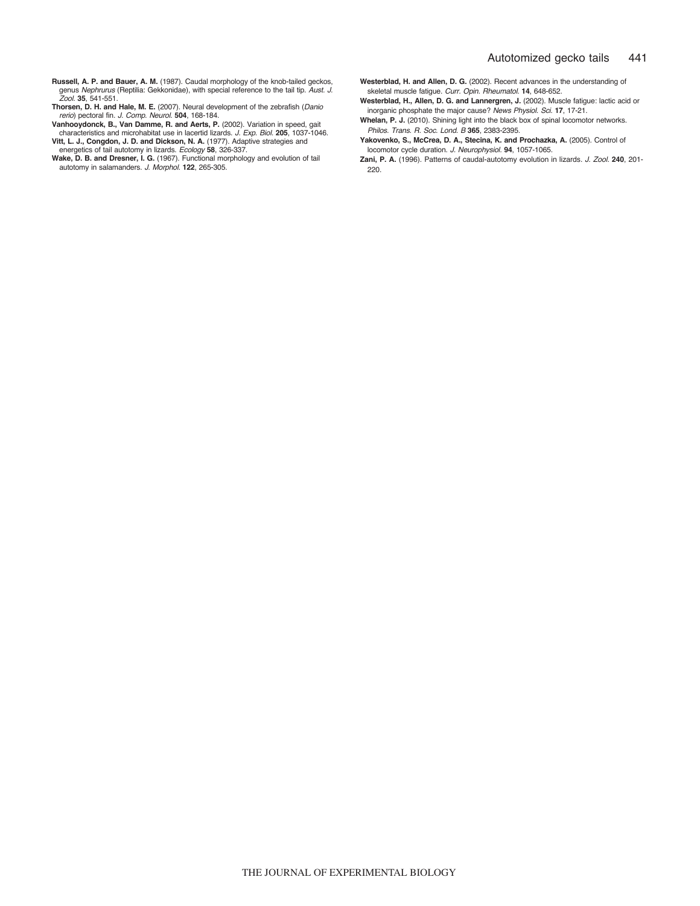**Russell, A. P. and Bauer, A. M.** (1987). Caudal morphology of the knob-tailed geckos, genus *Nephrurus* (Reptilia: Gekkonidae), with special reference to the tail tip. *Aust. J. Zool.* **35**, 541-551.

**Thorsen, D. H. and Hale, M. E.** (2007). Neural development of the zebrafish (*Danio rerio*) pectoral fin. *J. Comp. Neurol.* **504**, 168-184.

**Vanhooydonck, B., Van Damme, R. and Aerts, P.** (2002). Variation in speed, gait characteristics and microhabitat use in lacertid lizards. *J. Exp. Biol.* **205**, 1037-1046.

**Vitt, L. J., Congdon, J. D. and Dickson, N. A.** (1977). Adaptive strategies and energetics of tail autotomy in lizards. *Ecology* **58**, 326-337.

**Wake, D. B. and Dresner, I. G.** (1967). Functional morphology and evolution of tail autotomy in salamanders. *J. Morphol.* **122**, 265-305.

**Westerblad, H. and Allen, D. G.** (2002). Recent advances in the understanding of skeletal muscle fatigue. *Curr. Opin. Rheumatol.* **14**, 648-652.

**Westerblad, H., Allen, D. G. and Lannergren, J.** (2002). Muscle fatigue: lactic acid or inorganic phosphate the major cause? *News Physiol. Sci.* **17**, 17-21.

**Whelan, P. J.** (2010). Shining light into the black box of spinal locomotor networks. *Philos. Trans. R. Soc. Lond. B* **365**, 2383-2395.

**Yakovenko, S., McCrea, D. A., Stecina, K. and Prochazka, A.** (2005). Control of locomotor cycle duration. *J. Neurophysiol.* **94**, 1057-1065.

**Zani, P. A.** (1996). Patterns of caudal-autotomy evolution in lizards. *J. Zool.* **240**, 201-220.